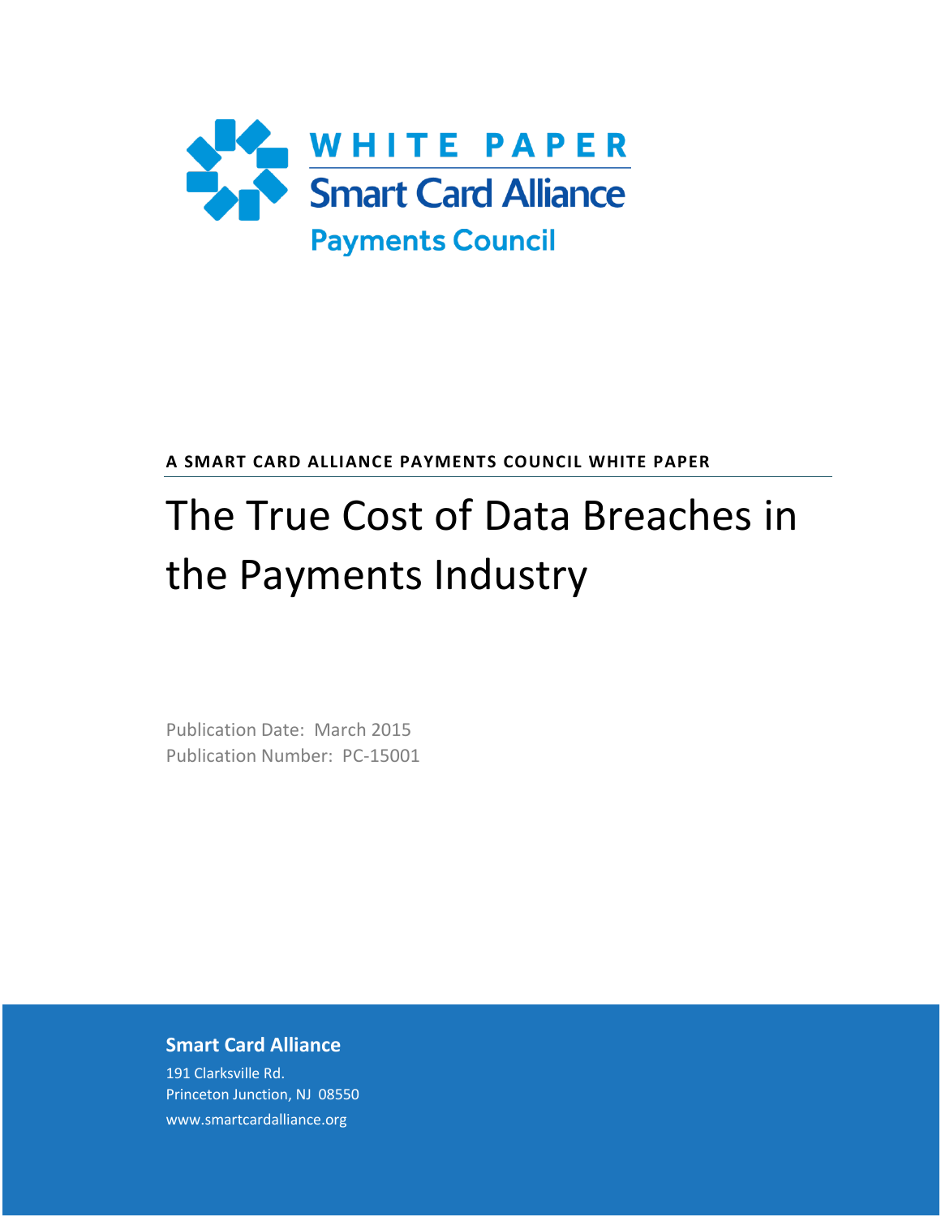**WHITE PAPER**

**Smart Card Alliance**

**Payments Council**

**A SMART CARD ALLIANCE PAYMENTS COUNCIL WHITE PAPER**

# The True Cost of Data Breaches in the Payments Industry

Publication Date: March 2015

Publication Number: PC-15001

**Smart Card Alliance**

191 Clarksville Rd.

Princeton Junction, NJ 08550

www.smartcardalliance.org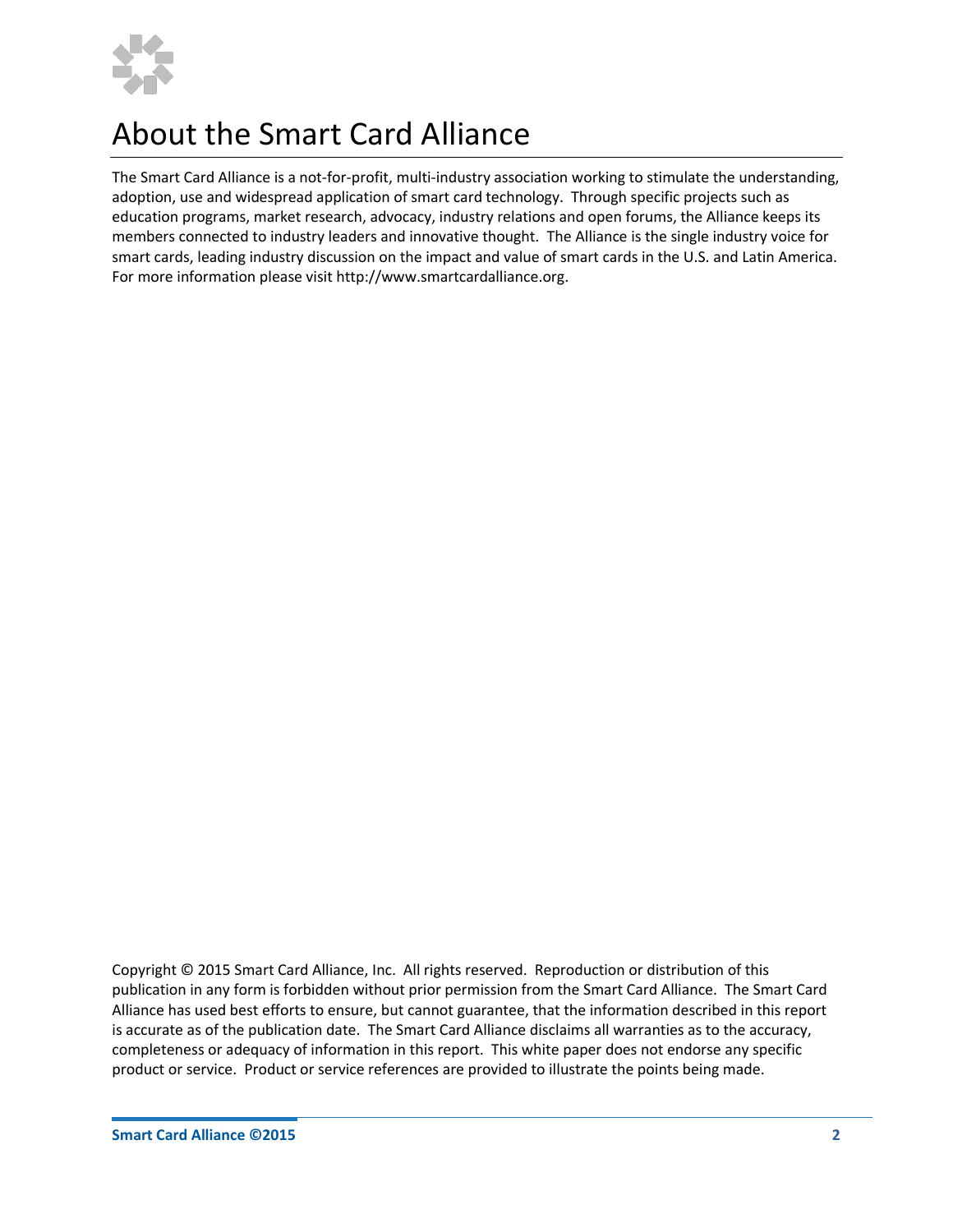# About the Smart Card Alliance

The Smart Card Alliance is a not-for-profit, multi-industry association working to stimulate the understanding, adoption, use and widespread application of smart card technology. Through specific projects such as education programs, market research, advocacy, industry relations and open forums, the Alliance keeps its members connected to industry leaders and innovative thought. The Alliance is the single industry voice for smart cards, leading industry discussion on the impact and value of smart cards in the U.S. and Latin America. For more information please visit http://www.smartcardalliance.org.

Copyright © 2015 Smart Card Alliance, Inc. All rights reserved. Reproduction or distribution of this publication in any form is forbidden without prior permission from the Smart Card Alliance. The Smart Card Alliance has used best efforts to ensure, but cannot guarantee, that the information described in this report is accurate as of the publication date. The Smart Card Alliance disclaims all warranties as to the accuracy, completeness or adequacy of information in this report. This white paper does not endorse any specific product or service. Product or service references are provided to illustrate the points being made.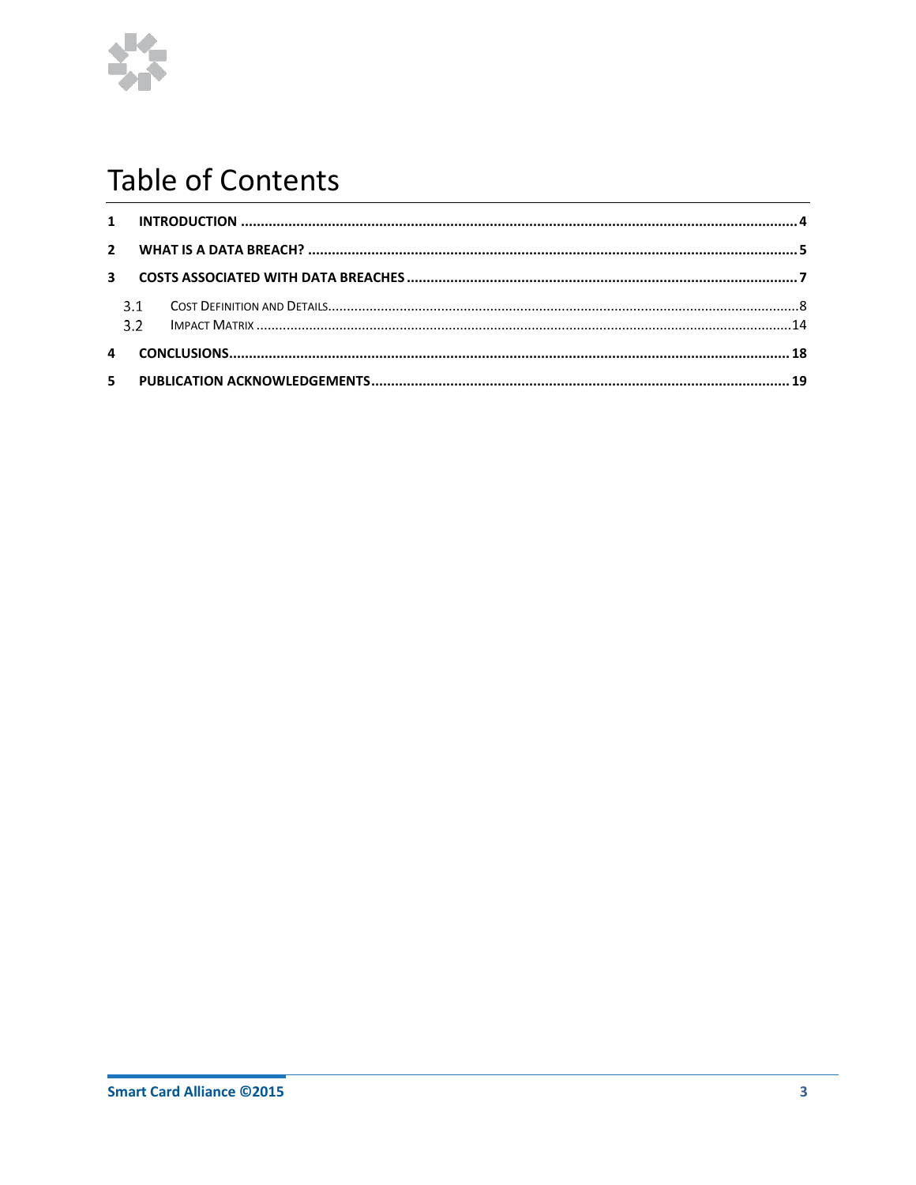# Table of Contents

1 INTRODUCTION .......... 4

2 WHAT IS A DATA BREACH? .......... 5

3 COSTS ASSOCIATED WITH DATA BREACHES .......... 7

- 3.1 COST DEFINITION AND DETAILS .......... 8
- 3.2 IMPACT MATRIX .......... 14

4 CONCLUSIONS .......... 18

5 PUBLICATION ACKNOWLEDGEMENTS .......... 19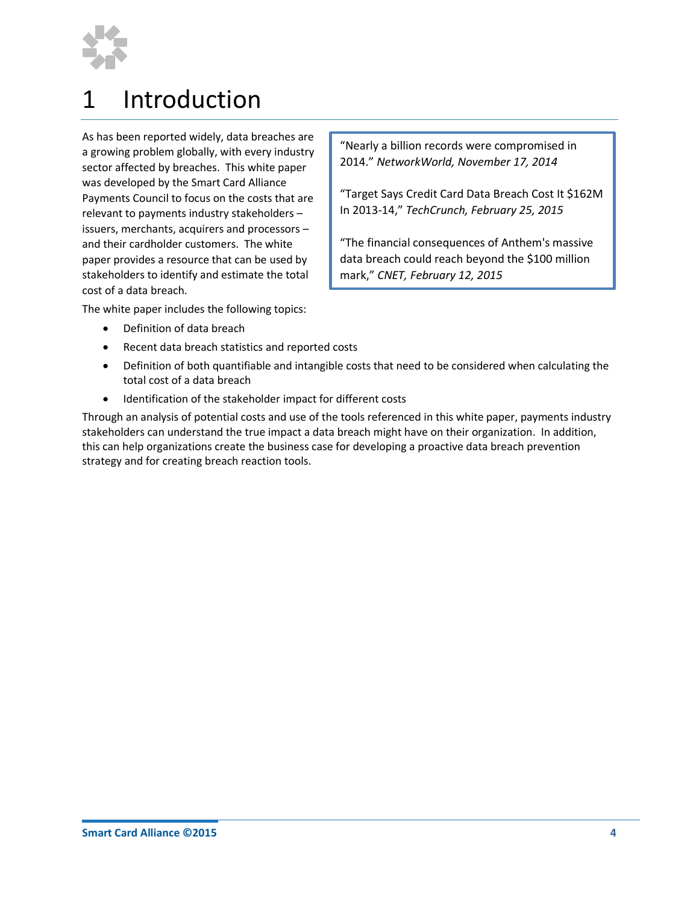# 1 Introduction

As has been reported widely, data breaches are a growing problem globally, with every industry sector affected by breaches. This white paper was developed by the Smart Card Alliance Payments Council to focus on the costs that are relevant to payments industry stakeholders – issuers, merchants, acquirers and processors – and their cardholder customers. The white paper provides a resource that can be used by stakeholders to identify and estimate the total cost of a data breach.

> "Nearly a billion records were compromised in 2014." *NetworkWorld, November 17, 2014*
>
> "Target Says Credit Card Data Breach Cost It $162M In 2013-14," *TechCrunch, February 25, 2015*
>
> "The financial consequences of Anthem's massive data breach could reach beyond the $100 million mark," *CNET, February 12, 2015*

The white paper includes the following topics:

- Definition of data breach
- Recent data breach statistics and reported costs
- Definition of both quantifiable and intangible costs that need to be considered when calculating the total cost of a data breach
- Identification of the stakeholder impact for different costs

Through an analysis of potential costs and use of the tools referenced in this white paper, payments industry stakeholders can understand the true impact a data breach might have on their organization. In addition, this can help organizations create the business case for developing a proactive data breach prevention strategy and for creating breach reaction tools.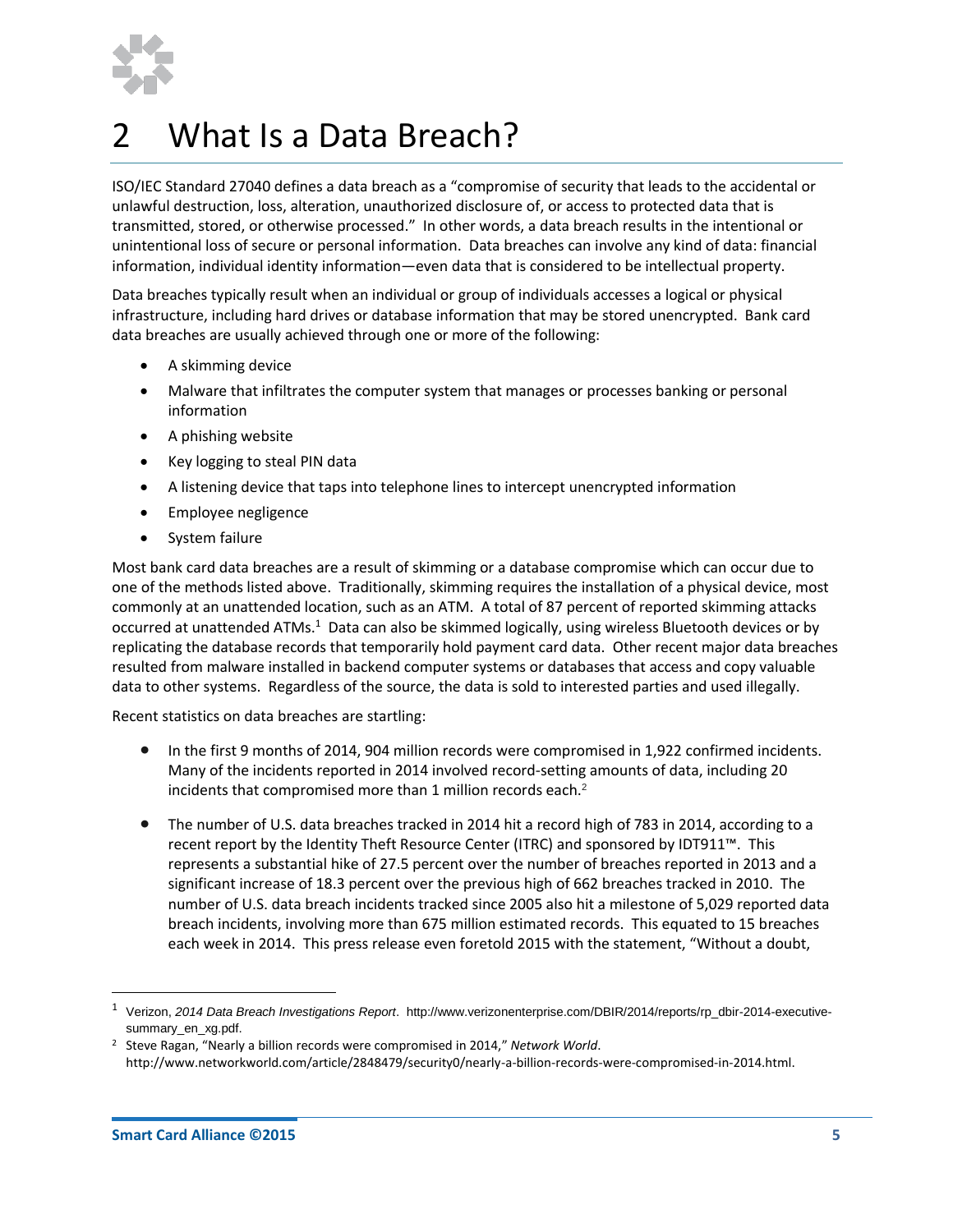# 2 What Is a Data Breach?

ISO/IEC Standard 27040 defines a data breach as a "compromise of security that leads to the accidental or unlawful destruction, loss, alteration, unauthorized disclosure of, or access to protected data that is transmitted, stored, or otherwise processed." In other words, a data breach results in the intentional or unintentional loss of secure or personal information. Data breaches can involve any kind of data: financial information, individual identity information—even data that is considered to be intellectual property.

Data breaches typically result when an individual or group of individuals accesses a logical or physical infrastructure, including hard drives or database information that may be stored unencrypted. Bank card data breaches are usually achieved through one or more of the following:

- A skimming device
- Malware that infiltrates the computer system that manages or processes banking or personal information
- A phishing website
- Key logging to steal PIN data
- A listening device that taps into telephone lines to intercept unencrypted information
- Employee negligence
- System failure

Most bank card data breaches are a result of skimming or a database compromise which can occur due to one of the methods listed above. Traditionally, skimming requires the installation of a physical device, most commonly at an unattended location, such as an ATM. A total of 87 percent of reported skimming attacks occurred at unattended ATMs.[1] Data can also be skimmed logically, using wireless Bluetooth devices or by replicating the database records that temporarily hold payment card data. Other recent major data breaches resulted from malware installed in backend computer systems or databases that access and copy valuable data to other systems. Regardless of the source, the data is sold to interested parties and used illegally.

Recent statistics on data breaches are startling:

- In the first 9 months of 2014, 904 million records were compromised in 1,922 confirmed incidents. Many of the incidents reported in 2014 involved record-setting amounts of data, including 20 incidents that compromised more than 1 million records each.[2]

- The number of U.S. data breaches tracked in 2014 hit a record high of 783 in 2014, according to a recent report by the Identity Theft Resource Center (ITRC) and sponsored by IDT911™. This represents a substantial hike of 27.5 percent over the number of breaches reported in 2013 and a significant increase of 18.3 percent over the previous high of 662 breaches tracked in 2010. The number of U.S. data breach incidents tracked since 2005 also hit a milestone of 5,029 reported data breach incidents, involving more than 675 million estimated records. This equated to 15 breaches each week in 2014. This press release even foretold 2015 with the statement, "Without a doubt,

---

[1] Verizon, *2014 Data Breach Investigations Report*. http://www.verizonenterprise.com/DBIR/2014/reports/rp_dbir-2014-executive-summary_en_xg.pdf.

[2] Steve Ragan, "Nearly a billion records were compromised in 2014," *Network World*. http://www.networkworld.com/article/2848479/security0/nearly-a-billion-records-were-compromised-in-2014.html.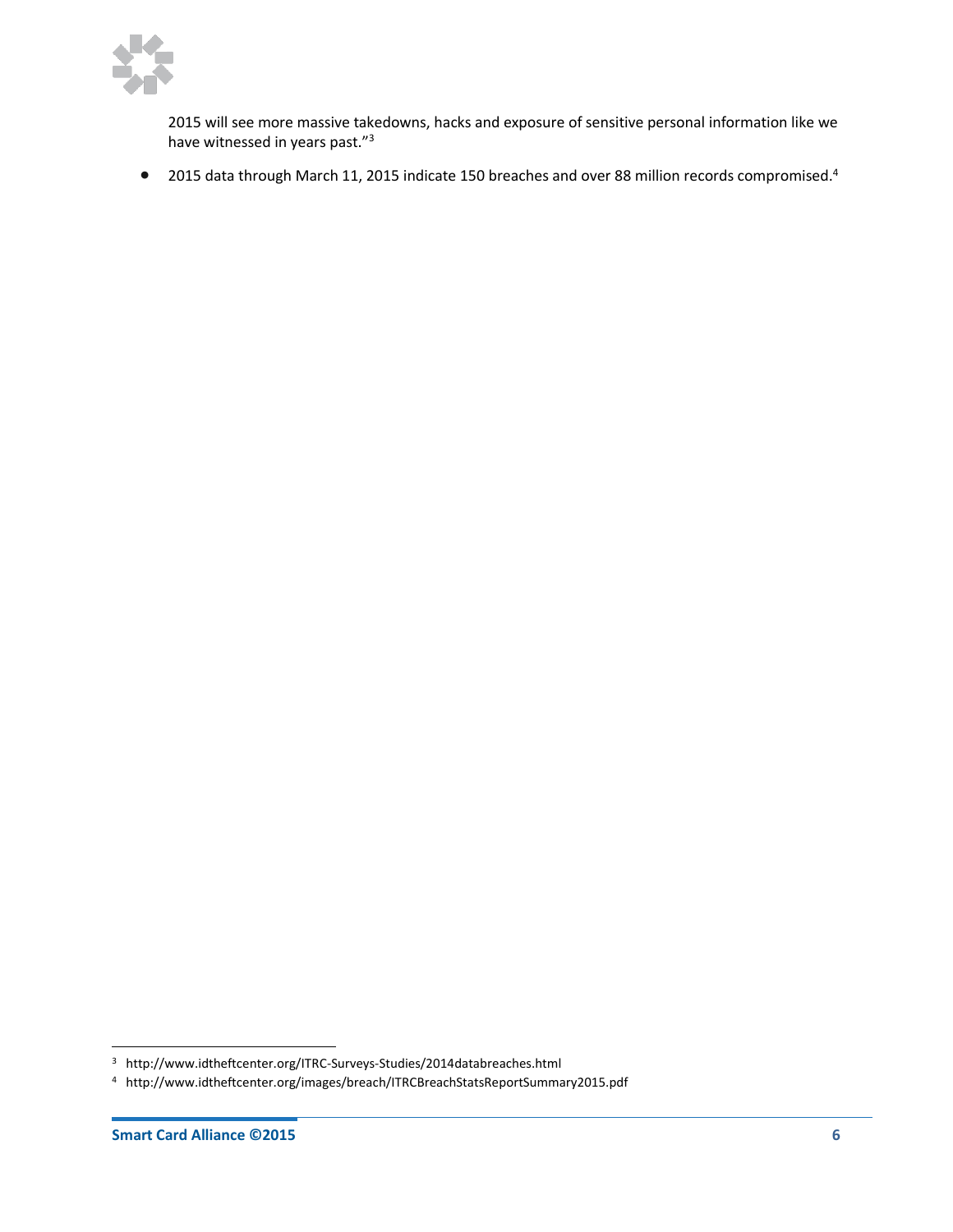2015 will see more massive takedowns, hacks and exposure of sensitive personal information like we have witnessed in years past."[3]

- 2015 data through March 11, 2015 indicate 150 breaches and over 88 million records compromised.[4]

[3] http://www.idtheftcenter.org/ITRC-Surveys-Studies/2014databreaches.html

[4] http://www.idtheftcenter.org/images/breach/ITRCBreachStatsReportSummary2015.pdf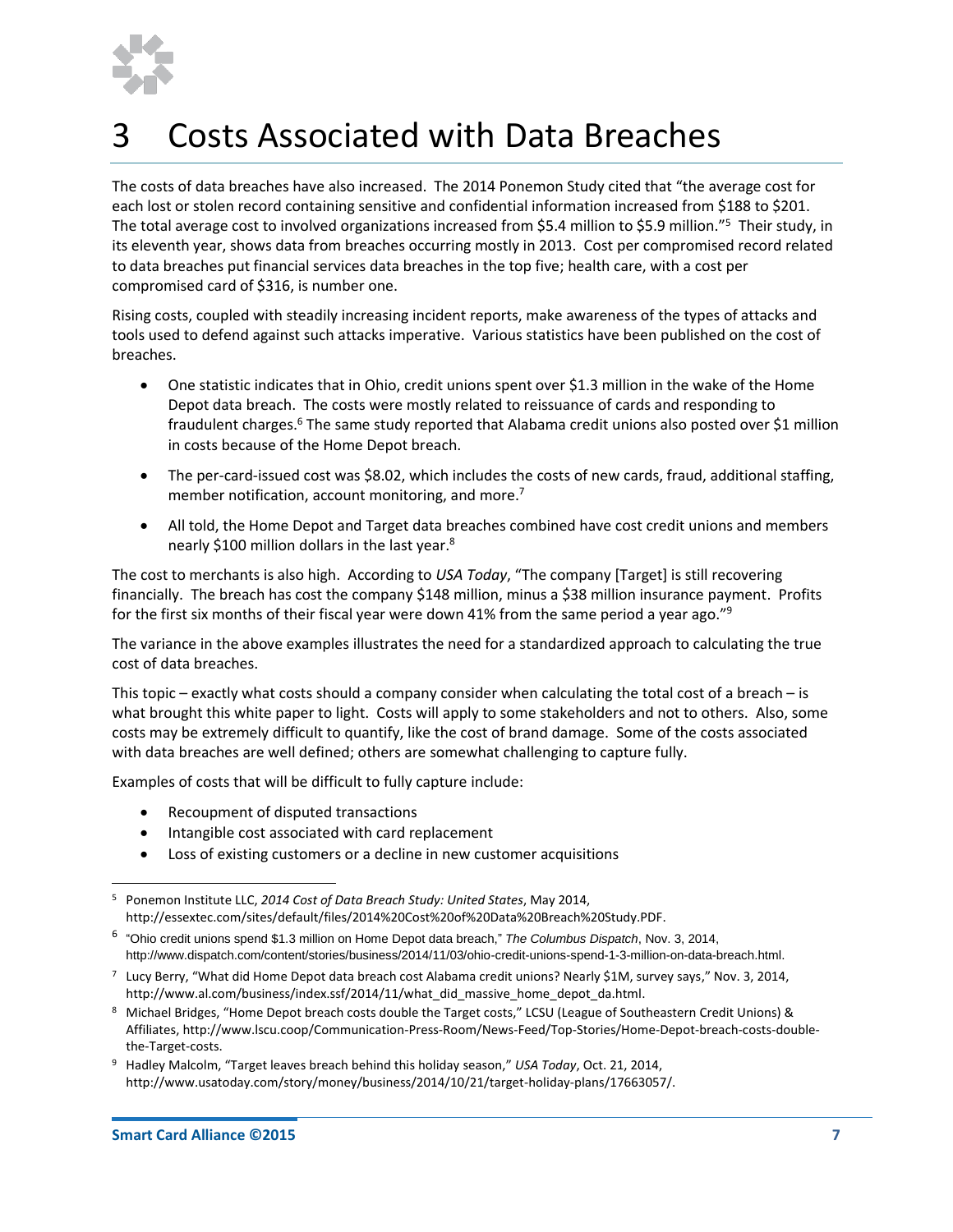# 3 Costs Associated with Data Breaches

The costs of data breaches have also increased. The 2014 Ponemon Study cited that "the average cost for each lost or stolen record containing sensitive and confidential information increased from $188 to $201. The total average cost to involved organizations increased from $5.4 million to $5.9 million."[5] Their study, in its eleventh year, shows data from breaches occurring mostly in 2013. Cost per compromised record related to data breaches put financial services data breaches in the top five; health care, with a cost per compromised card of $316, is number one.

Rising costs, coupled with steadily increasing incident reports, make awareness of the types of attacks and tools used to defend against such attacks imperative. Various statistics have been published on the cost of breaches.

- One statistic indicates that in Ohio, credit unions spent over $1.3 million in the wake of the Home Depot data breach. The costs were mostly related to reissuance of cards and responding to fraudulent charges.[6] The same study reported that Alabama credit unions also posted over $1 million in costs because of the Home Depot breach.
- The per-card-issued cost was $8.02, which includes the costs of new cards, fraud, additional staffing, member notification, account monitoring, and more.[7]
- All told, the Home Depot and Target data breaches combined have cost credit unions and members nearly $100 million dollars in the last year.[8]

The cost to merchants is also high. According to *USA Today*, "The company [Target] is still recovering financially. The breach has cost the company $148 million, minus a $38 million insurance payment. Profits for the first six months of their fiscal year were down 41% from the same period a year ago."[9]

The variance in the above examples illustrates the need for a standardized approach to calculating the true cost of data breaches.

This topic – exactly what costs should a company consider when calculating the total cost of a breach – is what brought this white paper to light. Costs will apply to some stakeholders and not to others. Also, some costs may be extremely difficult to quantify, like the cost of brand damage. Some of the costs associated with data breaches are well defined; others are somewhat challenging to capture fully.

Examples of costs that will be difficult to fully capture include:

- Recoupment of disputed transactions
- Intangible cost associated with card replacement
- Loss of existing customers or a decline in new customer acquisitions

---

[5] Ponemon Institute LLC, *2014 Cost of Data Breach Study: United States*, May 2014, http://essextec.com/sites/default/files/2014%20Cost%20of%20Data%20Breach%20Study.PDF.

[6] "Ohio credit unions spend $1.3 million on Home Depot data breach," *The Columbus Dispatch*, Nov. 3, 2014, http://www.dispatch.com/content/stories/business/2014/11/03/ohio-credit-unions-spend-1-3-million-on-data-breach.html.

[7] Lucy Berry, "What did Home Depot data breach cost Alabama credit unions? Nearly $1M, survey says," Nov. 3, 2014, http://www.al.com/business/index.ssf/2014/11/what_did_massive_home_depot_da.html.

[8] Michael Bridges, "Home Depot breach costs double the Target costs," LCSU (League of Southeastern Credit Unions) & Affiliates, http://www.lscu.coop/Communication-Press-Room/News-Feed/Top-Stories/Home-Depot-breach-costs-double-the-Target-costs.

[9] Hadley Malcolm, "Target leaves breach behind this holiday season," *USA Today*, Oct. 21, 2014, http://www.usatoday.com/story/money/business/2014/10/21/target-holiday-plans/17663057/.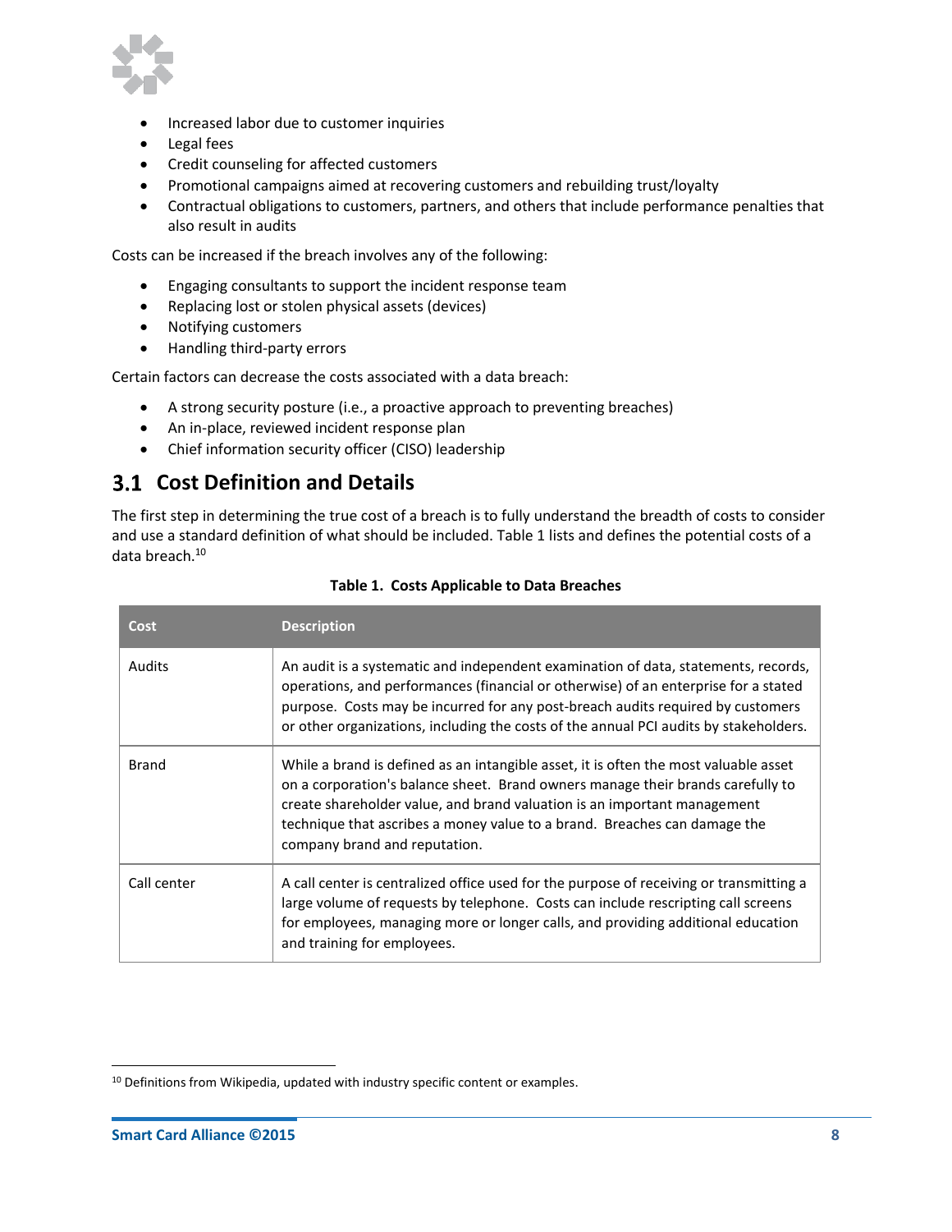- Increased labor due to customer inquiries
- Legal fees
- Credit counseling for affected customers
- Promotional campaigns aimed at recovering customers and rebuilding trust/loyalty
- Contractual obligations to customers, partners, and others that include performance penalties that also result in audits

Costs can be increased if the breach involves any of the following:

- Engaging consultants to support the incident response team
- Replacing lost or stolen physical assets (devices)
- Notifying customers
- Handling third-party errors

Certain factors can decrease the costs associated with a data breach:

- A strong security posture (i.e., a proactive approach to preventing breaches)
- An in-place, reviewed incident response plan
- Chief information security officer (CISO) leadership

## 3.1 Cost Definition and Details

The first step in determining the true cost of a breach is to fully understand the breadth of costs to consider and use a standard definition of what should be included. Table 1 lists and defines the potential costs of a data breach.[10]

**Table 1. Costs Applicable to Data Breaches**

| Cost | Description |
|---|---|
| Audits | An audit is a systematic and independent examination of data, statements, records, operations, and performances (financial or otherwise) of an enterprise for a stated purpose. Costs may be incurred for any post-breach audits required by customers or other organizations, including the costs of the annual PCI audits by stakeholders. |
| Brand | While a brand is defined as an intangible asset, it is often the most valuable asset on a corporation's balance sheet. Brand owners manage their brands carefully to create shareholder value, and brand valuation is an important management technique that ascribes a money value to a brand. Breaches can damage the company brand and reputation. |
| Call center | A call center is centralized office used for the purpose of receiving or transmitting a large volume of requests by telephone. Costs can include rescripting call screens for employees, managing more or longer calls, and providing additional education and training for employees. |

[10] Definitions from Wikipedia, updated with industry specific content or examples.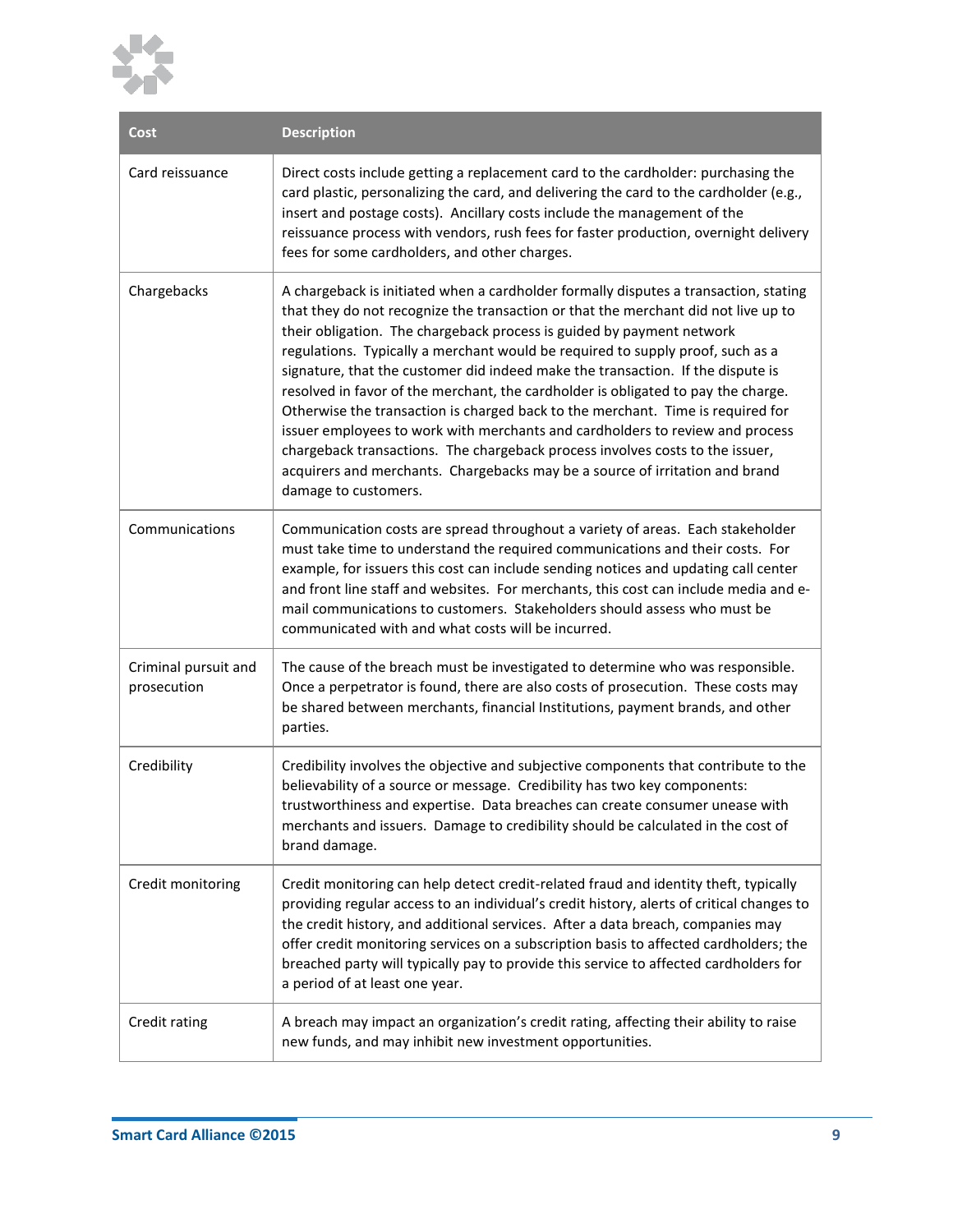| Cost | Description |
|---|---|
| Card reissuance | Direct costs include getting a replacement card to the cardholder: purchasing the card plastic, personalizing the card, and delivering the card to the cardholder (e.g., insert and postage costs). Ancillary costs include the management of the reissuance process with vendors, rush fees for faster production, overnight delivery fees for some cardholders, and other charges. |
| Chargebacks | A chargeback is initiated when a cardholder formally disputes a transaction, stating that they do not recognize the transaction or that the merchant did not live up to their obligation. The chargeback process is guided by payment network regulations. Typically a merchant would be required to supply proof, such as a signature, that the customer did indeed make the transaction. If the dispute is resolved in favor of the merchant, the cardholder is obligated to pay the charge. Otherwise the transaction is charged back to the merchant. Time is required for issuer employees to work with merchants and cardholders to review and process chargeback transactions. The chargeback process involves costs to the issuer, acquirers and merchants. Chargebacks may be a source of irritation and brand damage to customers. |
| Communications | Communication costs are spread throughout a variety of areas. Each stakeholder must take time to understand the required communications and their costs. For example, for issuers this cost can include sending notices and updating call center and front line staff and websites. For merchants, this cost can include media and e-mail communications to customers. Stakeholders should assess who must be communicated with and what costs will be incurred. |
| Criminal pursuit and prosecution | The cause of the breach must be investigated to determine who was responsible. Once a perpetrator is found, there are also costs of prosecution. These costs may be shared between merchants, financial Institutions, payment brands, and other parties. |
| Credibility | Credibility involves the objective and subjective components that contribute to the believability of a source or message. Credibility has two key components: trustworthiness and expertise. Data breaches can create consumer unease with merchants and issuers. Damage to credibility should be calculated in the cost of brand damage. |
| Credit monitoring | Credit monitoring can help detect credit-related fraud and identity theft, typically providing regular access to an individual's credit history, alerts of critical changes to the credit history, and additional services. After a data breach, companies may offer credit monitoring services on a subscription basis to affected cardholders; the breached party will typically pay to provide this service to affected cardholders for a period of at least one year. |
| Credit rating | A breach may impact an organization's credit rating, affecting their ability to raise new funds, and may inhibit new investment opportunities. |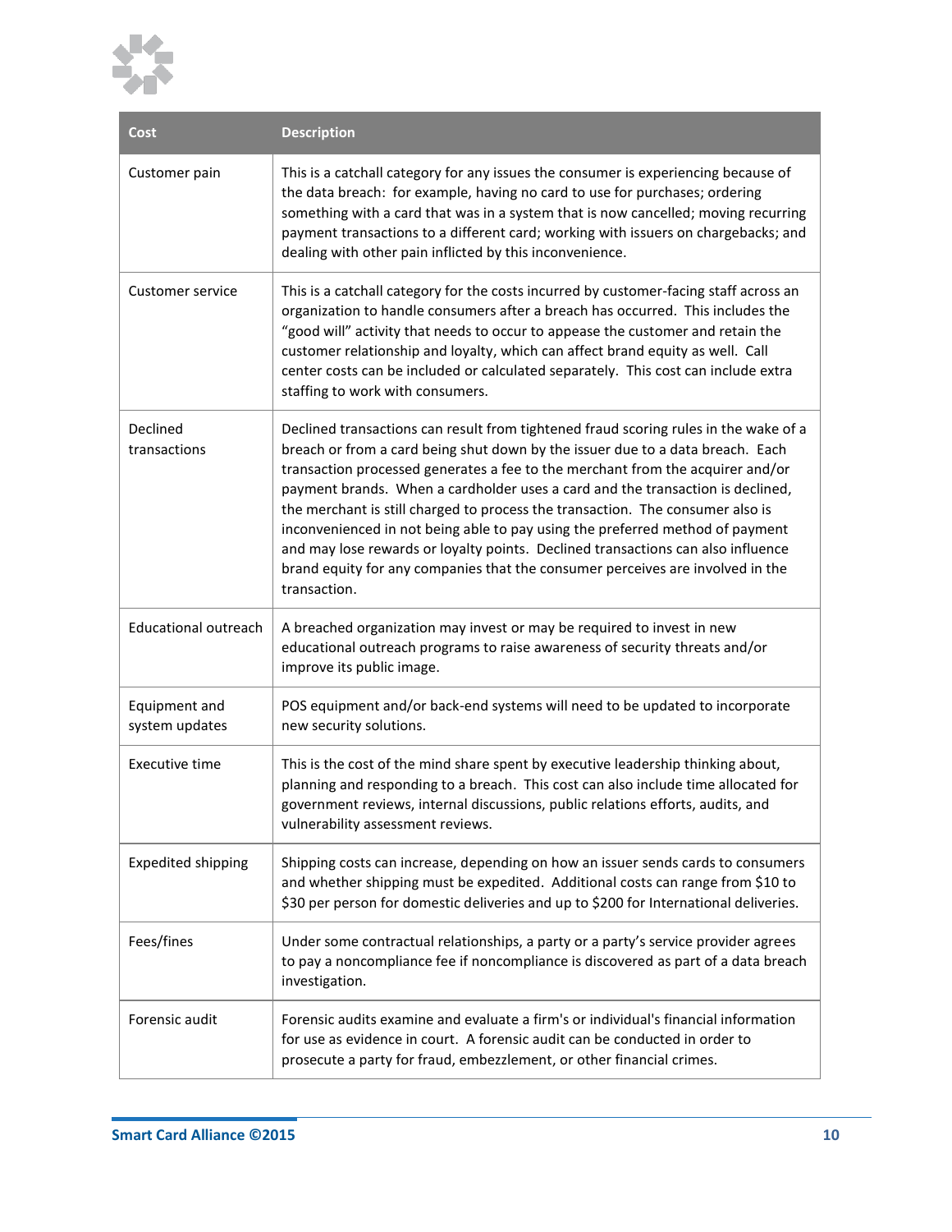| Cost | Description |
|---|---|
| Customer pain | This is a catchall category for any issues the consumer is experiencing because of the data breach: for example, having no card to use for purchases; ordering something with a card that was in a system that is now cancelled; moving recurring payment transactions to a different card; working with issuers on chargebacks; and dealing with other pain inflicted by this inconvenience. |
| Customer service | This is a catchall category for the costs incurred by customer-facing staff across an organization to handle consumers after a breach has occurred. This includes the "good will" activity that needs to occur to appease the customer and retain the customer relationship and loyalty, which can affect brand equity as well. Call center costs can be included or calculated separately. This cost can include extra staffing to work with consumers. |
| Declined transactions | Declined transactions can result from tightened fraud scoring rules in the wake of a breach or from a card being shut down by the issuer due to a data breach. Each transaction processed generates a fee to the merchant from the acquirer and/or payment brands. When a cardholder uses a card and the transaction is declined, the merchant is still charged to process the transaction. The consumer also is inconvenienced in not being able to pay using the preferred method of payment and may lose rewards or loyalty points. Declined transactions can also influence brand equity for any companies that the consumer perceives are involved in the transaction. |
| Educational outreach | A breached organization may invest or may be required to invest in new educational outreach programs to raise awareness of security threats and/or improve its public image. |
| Equipment and system updates | POS equipment and/or back-end systems will need to be updated to incorporate new security solutions. |
| Executive time | This is the cost of the mind share spent by executive leadership thinking about, planning and responding to a breach. This cost can also include time allocated for government reviews, internal discussions, public relations efforts, audits, and vulnerability assessment reviews. |
| Expedited shipping | Shipping costs can increase, depending on how an issuer sends cards to consumers and whether shipping must be expedited. Additional costs can range from $10 to $30 per person for domestic deliveries and up to $200 for International deliveries. |
| Fees/fines | Under some contractual relationships, a party or a party's service provider agrees to pay a noncompliance fee if noncompliance is discovered as part of a data breach investigation. |
| Forensic audit | Forensic audits examine and evaluate a firm's or individual's financial information for use as evidence in court. A forensic audit can be conducted in order to prosecute a party for fraud, embezzlement, or other financial crimes. |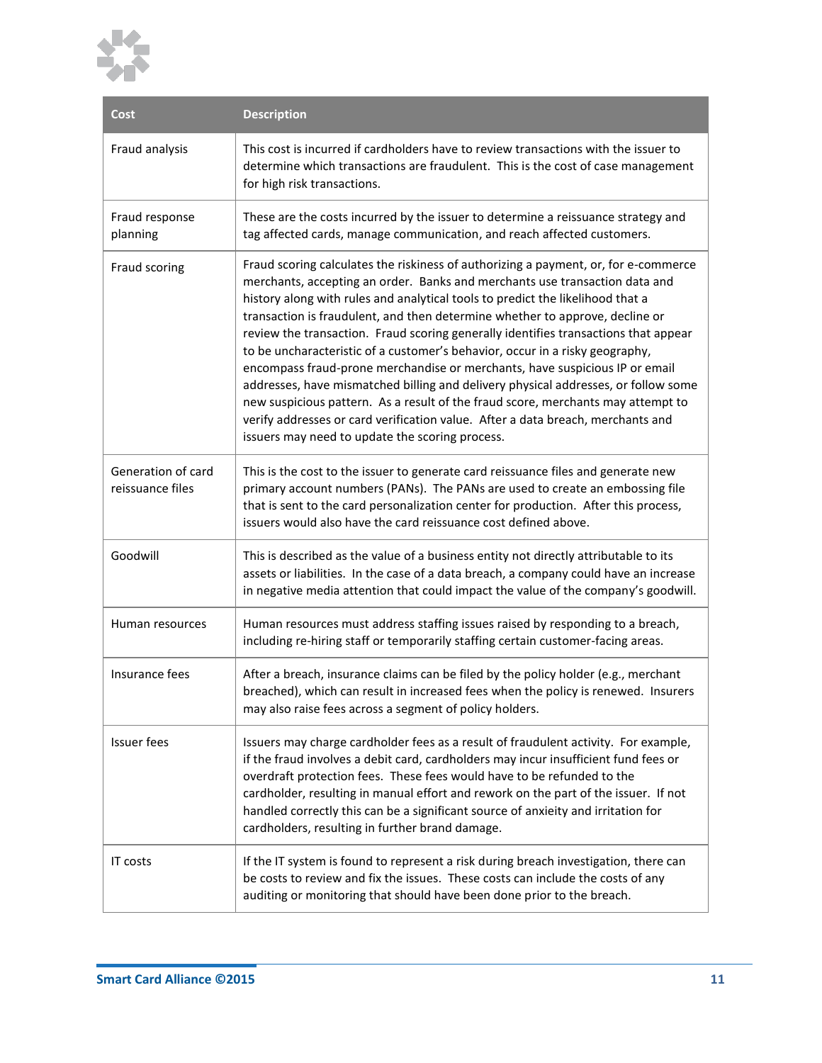| Cost | Description |
| --- | --- |
| Fraud analysis | This cost is incurred if cardholders have to review transactions with the issuer to determine which transactions are fraudulent. This is the cost of case management for high risk transactions. |
| Fraud response planning | These are the costs incurred by the issuer to determine a reissuance strategy and tag affected cards, manage communication, and reach affected customers. |
| Fraud scoring | Fraud scoring calculates the riskiness of authorizing a payment, or, for e-commerce merchants, accepting an order. Banks and merchants use transaction data and history along with rules and analytical tools to predict the likelihood that a transaction is fraudulent, and then determine whether to approve, decline or review the transaction. Fraud scoring generally identifies transactions that appear to be uncharacteristic of a customer's behavior, occur in a risky geography, encompass fraud-prone merchandise or merchants, have suspicious IP or email addresses, have mismatched billing and delivery physical addresses, or follow some new suspicious pattern. As a result of the fraud score, merchants may attempt to verify addresses or card verification value. After a data breach, merchants and issuers may need to update the scoring process. |
| Generation of card reissuance files | This is the cost to the issuer to generate card reissuance files and generate new primary account numbers (PANs). The PANs are used to create an embossing file that is sent to the card personalization center for production. After this process, issuers would also have the card reissuance cost defined above. |
| Goodwill | This is described as the value of a business entity not directly attributable to its assets or liabilities. In the case of a data breach, a company could have an increase in negative media attention that could impact the value of the company's goodwill. |
| Human resources | Human resources must address staffing issues raised by responding to a breach, including re-hiring staff or temporarily staffing certain customer-facing areas. |
| Insurance fees | After a breach, insurance claims can be filed by the policy holder (e.g., merchant breached), which can result in increased fees when the policy is renewed. Insurers may also raise fees across a segment of policy holders. |
| Issuer fees | Issuers may charge cardholder fees as a result of fraudulent activity. For example, if the fraud involves a debit card, cardholders may incur insufficient fund fees or overdraft protection fees. These fees would have to be refunded to the cardholder, resulting in manual effort and rework on the part of the issuer. If not handled correctly this can be a significant source of anxieity and irritation for cardholders, resulting in further brand damage. |
| IT costs | If the IT system is found to represent a risk during breach investigation, there can be costs to review and fix the issues. These costs can include the costs of any auditing or monitoring that should have been done prior to the breach. |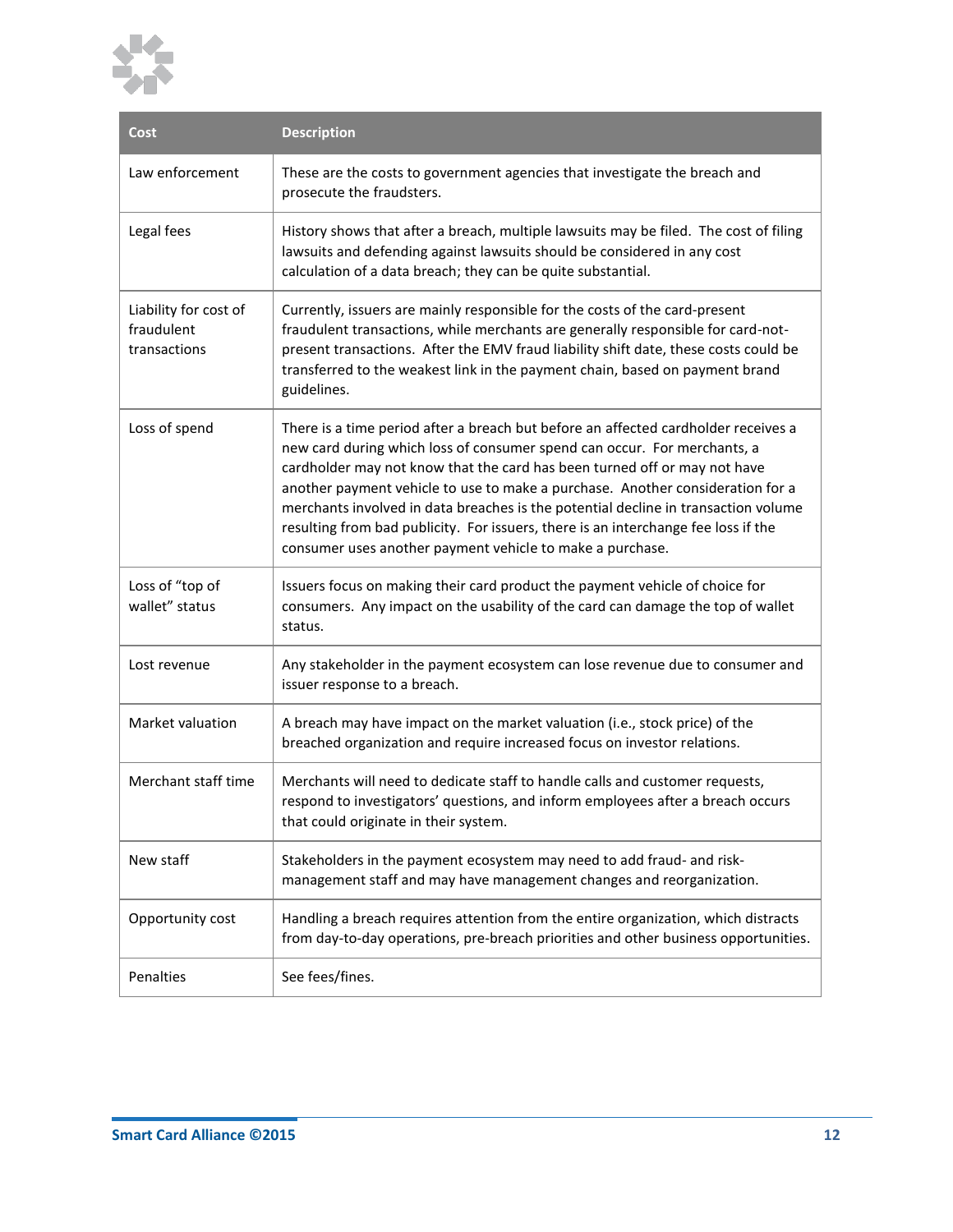| Cost | Description |
|---|---|
| Law enforcement | These are the costs to government agencies that investigate the breach and prosecute the fraudsters. |
| Legal fees | History shows that after a breach, multiple lawsuits may be filed. The cost of filing lawsuits and defending against lawsuits should be considered in any cost calculation of a data breach; they can be quite substantial. |
| Liability for cost of fraudulent transactions | Currently, issuers are mainly responsible for the costs of the card-present fraudulent transactions, while merchants are generally responsible for card-not-present transactions. After the EMV fraud liability shift date, these costs could be transferred to the weakest link in the payment chain, based on payment brand guidelines. |
| Loss of spend | There is a time period after a breach but before an affected cardholder receives a new card during which loss of consumer spend can occur. For merchants, a cardholder may not know that the card has been turned off or may not have another payment vehicle to use to make a purchase. Another consideration for a merchants involved in data breaches is the potential decline in transaction volume resulting from bad publicity. For issuers, there is an interchange fee loss if the consumer uses another payment vehicle to make a purchase. |
| Loss of "top of wallet" status | Issuers focus on making their card product the payment vehicle of choice for consumers. Any impact on the usability of the card can damage the top of wallet status. |
| Lost revenue | Any stakeholder in the payment ecosystem can lose revenue due to consumer and issuer response to a breach. |
| Market valuation | A breach may have impact on the market valuation (i.e., stock price) of the breached organization and require increased focus on investor relations. |
| Merchant staff time | Merchants will need to dedicate staff to handle calls and customer requests, respond to investigators' questions, and inform employees after a breach occurs that could originate in their system. |
| New staff | Stakeholders in the payment ecosystem may need to add fraud- and risk-management staff and may have management changes and reorganization. |
| Opportunity cost | Handling a breach requires attention from the entire organization, which distracts from day-to-day operations, pre-breach priorities and other business opportunities. |
| Penalties | See fees/fines. |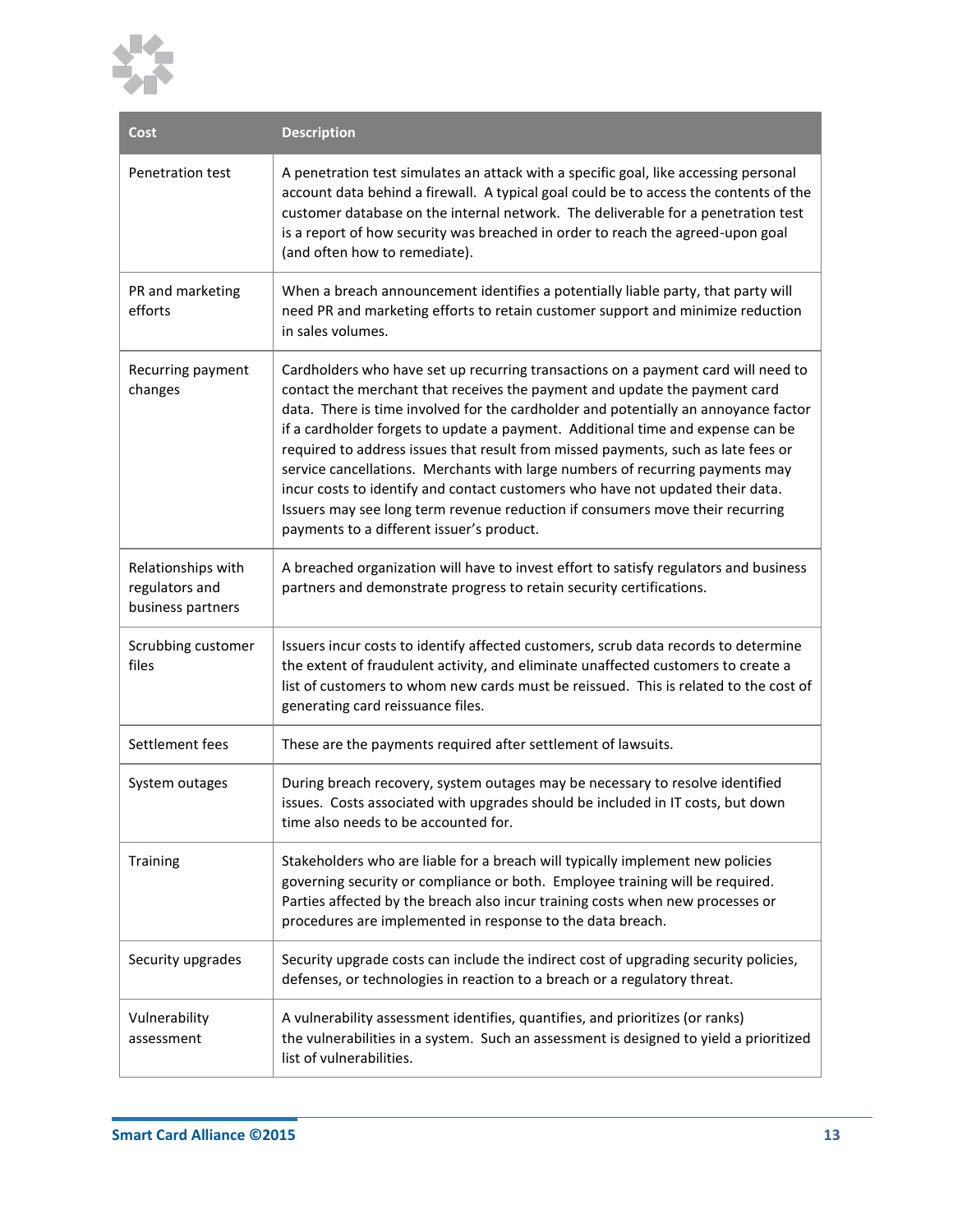| Cost | Description |
|---|---|
| Penetration test | A penetration test simulates an attack with a specific goal, like accessing personal account data behind a firewall. A typical goal could be to access the contents of the customer database on the internal network. The deliverable for a penetration test is a report of how security was breached in order to reach the agreed-upon goal (and often how to remediate). |
| PR and marketing efforts | When a breach announcement identifies a potentially liable party, that party will need PR and marketing efforts to retain customer support and minimize reduction in sales volumes. |
| Recurring payment changes | Cardholders who have set up recurring transactions on a payment card will need to contact the merchant that receives the payment and update the payment card data. There is time involved for the cardholder and potentially an annoyance factor if a cardholder forgets to update a payment. Additional time and expense can be required to address issues that result from missed payments, such as late fees or service cancellations. Merchants with large numbers of recurring payments may incur costs to identify and contact customers who have not updated their data. Issuers may see long term revenue reduction if consumers move their recurring payments to a different issuer's product. |
| Relationships with regulators and business partners | A breached organization will have to invest effort to satisfy regulators and business partners and demonstrate progress to retain security certifications. |
| Scrubbing customer files | Issuers incur costs to identify affected customers, scrub data records to determine the extent of fraudulent activity, and eliminate unaffected customers to create a list of customers to whom new cards must be reissued. This is related to the cost of generating card reissuance files. |
| Settlement fees | These are the payments required after settlement of lawsuits. |
| System outages | During breach recovery, system outages may be necessary to resolve identified issues. Costs associated with upgrades should be included in IT costs, but down time also needs to be accounted for. |
| Training | Stakeholders who are liable for a breach will typically implement new policies governing security or compliance or both. Employee training will be required. Parties affected by the breach also incur training costs when new processes or procedures are implemented in response to the data breach. |
| Security upgrades | Security upgrade costs can include the indirect cost of upgrading security policies, defenses, or technologies in reaction to a breach or a regulatory threat. |
| Vulnerability assessment | A vulnerability assessment identifies, quantifies, and prioritizes (or ranks) the vulnerabilities in a system. Such an assessment is designed to yield a prioritized list of vulnerabilities. |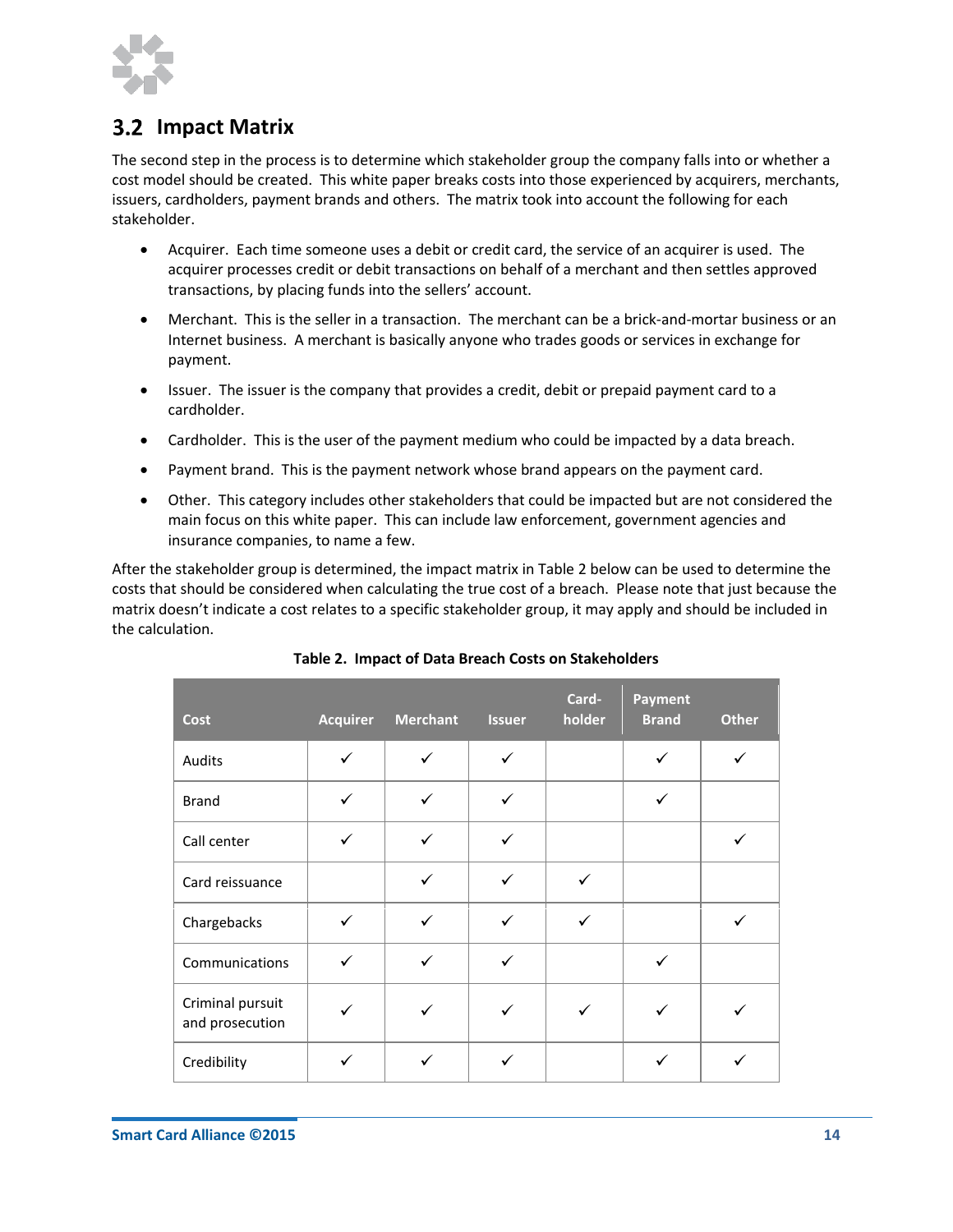## 3.2 Impact Matrix

The second step in the process is to determine which stakeholder group the company falls into or whether a cost model should be created. This white paper breaks costs into those experienced by acquirers, merchants, issuers, cardholders, payment brands and others. The matrix took into account the following for each stakeholder.

- Acquirer. Each time someone uses a debit or credit card, the service of an acquirer is used. The acquirer processes credit or debit transactions on behalf of a merchant and then settles approved transactions, by placing funds into the sellers' account.
- Merchant. This is the seller in a transaction. The merchant can be a brick-and-mortar business or an Internet business. A merchant is basically anyone who trades goods or services in exchange for payment.
- Issuer. The issuer is the company that provides a credit, debit or prepaid payment card to a cardholder.
- Cardholder. This is the user of the payment medium who could be impacted by a data breach.
- Payment brand. This is the payment network whose brand appears on the payment card.
- Other. This category includes other stakeholders that could be impacted but are not considered the main focus on this white paper. This can include law enforcement, government agencies and insurance companies, to name a few.

After the stakeholder group is determined, the impact matrix in Table 2 below can be used to determine the costs that should be considered when calculating the true cost of a breach. Please note that just because the matrix doesn't indicate a cost relates to a specific stakeholder group, it may apply and should be included in the calculation.

**Table 2. Impact of Data Breach Costs on Stakeholders**

| Cost | Acquirer | Merchant | Issuer | Card-holder | Payment Brand | Other |
|---|---|---|---|---|---|---|
| Audits | ✓ | ✓ | ✓ | | ✓ | ✓ |
| Brand | ✓ | ✓ | ✓ | | ✓ | |
| Call center | ✓ | ✓ | ✓ | | | ✓ |
| Card reissuance | | ✓ | ✓ | ✓ | | |
| Chargebacks | ✓ | ✓ | ✓ | ✓ | | ✓ |
| Communications | ✓ | ✓ | ✓ | | ✓ | |
| Criminal pursuit and prosecution | ✓ | ✓ | ✓ | ✓ | ✓ | ✓ |
| Credibility | ✓ | ✓ | ✓ | | ✓ | ✓ |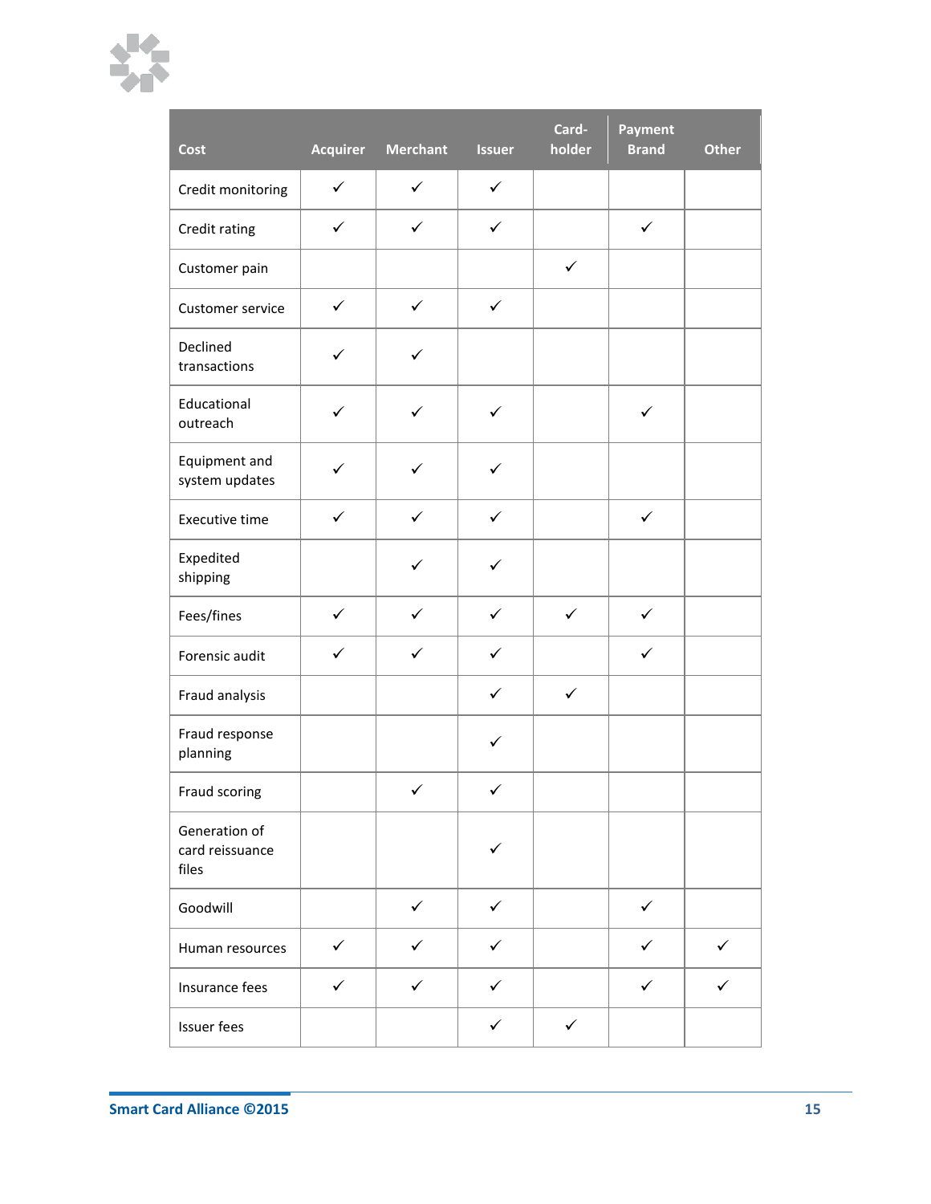| Cost | Acquirer | Merchant | Issuer | Card-holder | Payment Brand | Other |
|---|---|---|---|---|---|---|
| Credit monitoring | ✓ | ✓ | ✓ | | | |
| Credit rating | ✓ | ✓ | ✓ | | ✓ | |
| Customer pain | | | | ✓ | | |
| Customer service | ✓ | ✓ | ✓ | | | |
| Declined transactions | ✓ | ✓ | | | | |
| Educational outreach | ✓ | ✓ | ✓ | | ✓ | |
| Equipment and system updates | ✓ | ✓ | ✓ | | | |
| Executive time | ✓ | ✓ | ✓ | | ✓ | |
| Expedited shipping | | ✓ | ✓ | | | |
| Fees/fines | ✓ | ✓ | ✓ | ✓ | ✓ | |
| Forensic audit | ✓ | ✓ | ✓ | | ✓ | |
| Fraud analysis | | | ✓ | ✓ | | |
| Fraud response planning | | | ✓ | | | |
| Fraud scoring | | ✓ | ✓ | | | |
| Generation of card reissuance files | | | ✓ | | | |
| Goodwill | | ✓ | ✓ | | ✓ | |
| Human resources | ✓ | ✓ | ✓ | | ✓ | ✓ |
| Insurance fees | ✓ | ✓ | ✓ | | ✓ | ✓ |
| Issuer fees | | | ✓ | ✓ | | |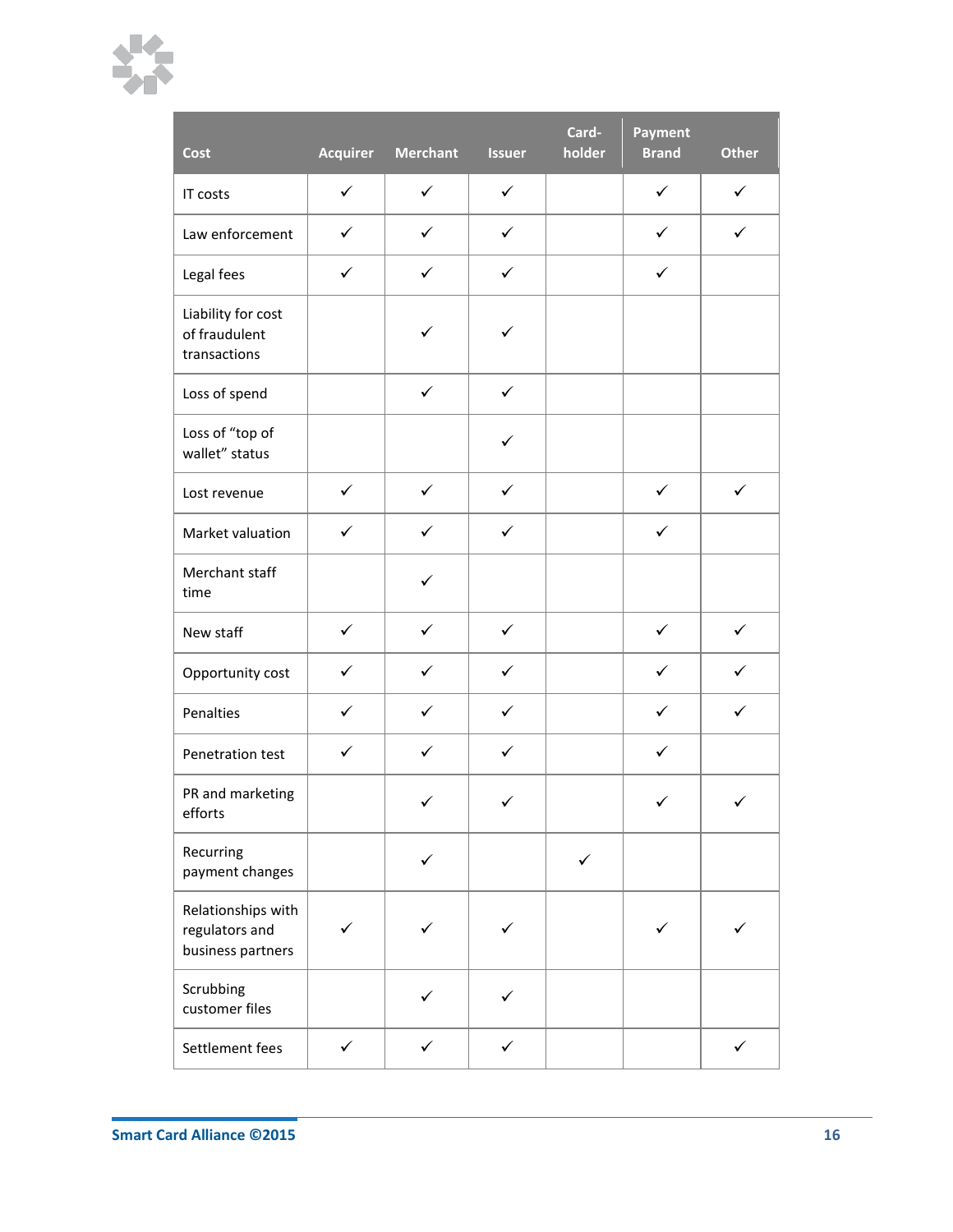| Cost | Acquirer | Merchant | Issuer | Card-holder | Payment Brand | Other |
|---|---|---|---|---|---|---|
| IT costs | ✓ | ✓ | ✓ | | ✓ | ✓ |
| Law enforcement | ✓ | ✓ | ✓ | | ✓ | ✓ |
| Legal fees | ✓ | ✓ | ✓ | | ✓ | |
| Liability for cost of fraudulent transactions | | ✓ | ✓ | | | |
| Loss of spend | | ✓ | ✓ | | | |
| Loss of "top of wallet" status | | | ✓ | | | |
| Lost revenue | ✓ | ✓ | ✓ | | ✓ | ✓ |
| Market valuation | ✓ | ✓ | ✓ | | ✓ | |
| Merchant staff time | | ✓ | | | | |
| New staff | ✓ | ✓ | ✓ | | ✓ | ✓ |
| Opportunity cost | ✓ | ✓ | ✓ | | ✓ | ✓ |
| Penalties | ✓ | ✓ | ✓ | | ✓ | ✓ |
| Penetration test | ✓ | ✓ | ✓ | | ✓ | |
| PR and marketing efforts | | ✓ | ✓ | | ✓ | ✓ |
| Recurring payment changes | | ✓ | | ✓ | | |
| Relationships with regulators and business partners | ✓ | ✓ | ✓ | | ✓ | ✓ |
| Scrubbing customer files | | ✓ | ✓ | | | |
| Settlement fees | ✓ | ✓ | ✓ | | | ✓ |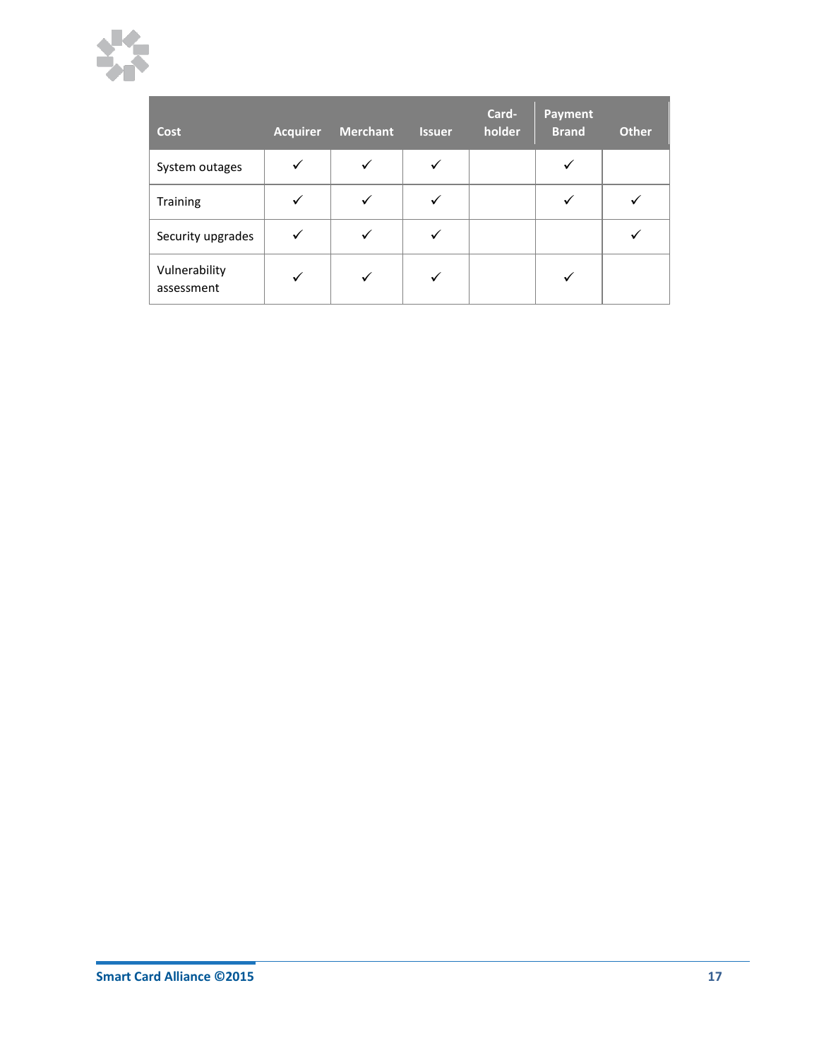| Cost | Acquirer | Merchant | Issuer | Card-holder | Payment Brand | Other |
|---|---|---|---|---|---|---|
| System outages | ✓ | ✓ | ✓ | | ✓ | |
| Training | ✓ | ✓ | ✓ | | ✓ | ✓ |
| Security upgrades | ✓ | ✓ | ✓ | | | ✓ |
| Vulnerability assessment | ✓ | ✓ | ✓ | | ✓ | |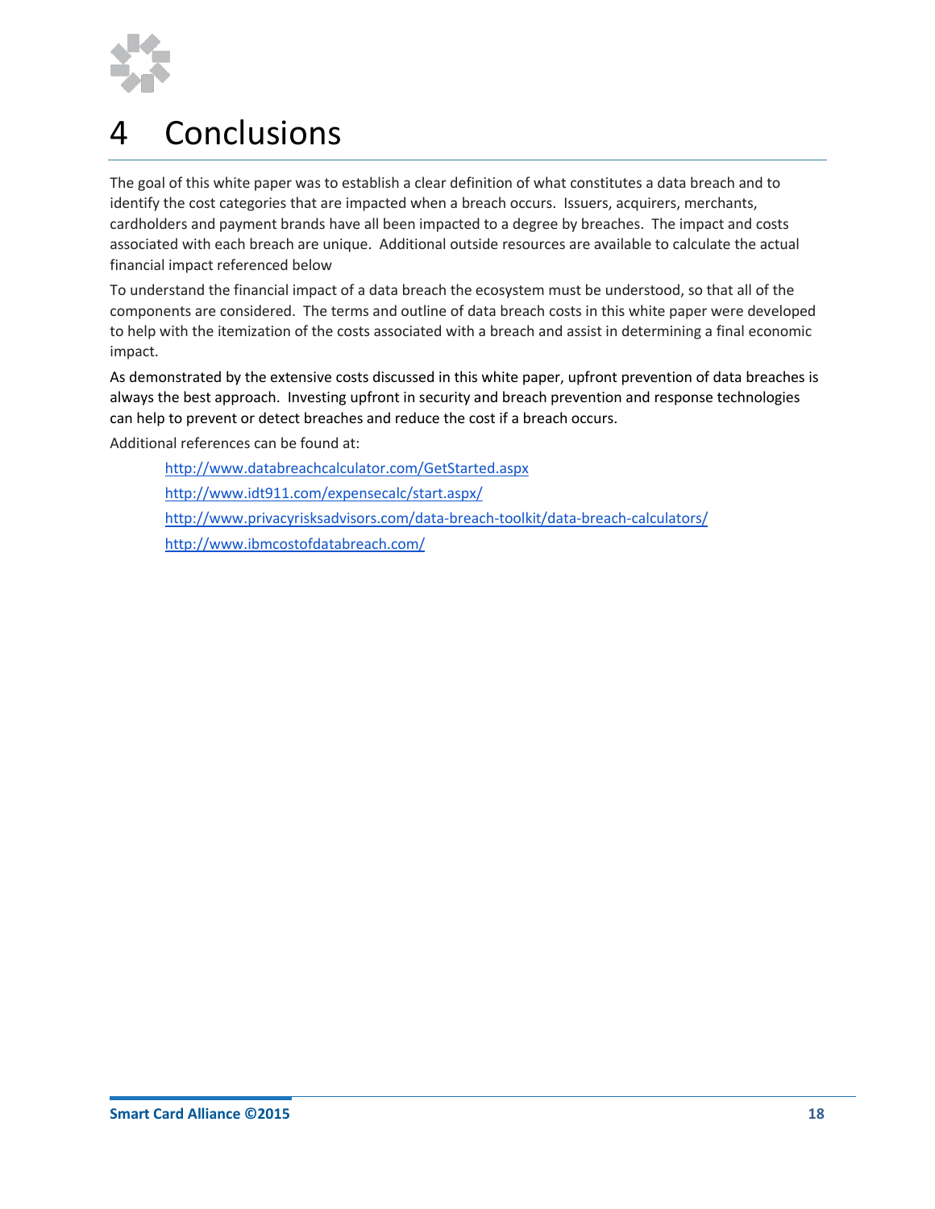# 4 Conclusions

The goal of this white paper was to establish a clear definition of what constitutes a data breach and to identify the cost categories that are impacted when a breach occurs. Issuers, acquirers, merchants, cardholders and payment brands have all been impacted to a degree by breaches. The impact and costs associated with each breach are unique. Additional outside resources are available to calculate the actual financial impact referenced below

To understand the financial impact of a data breach the ecosystem must be understood, so that all of the components are considered. The terms and outline of data breach costs in this white paper were developed to help with the itemization of the costs associated with a breach and assist in determining a final economic impact.

As demonstrated by the extensive costs discussed in this white paper, upfront prevention of data breaches is always the best approach. Investing upfront in security and breach prevention and response technologies can help to prevent or detect breaches and reduce the cost if a breach occurs.

Additional references can be found at:

- http://www.databreachcalculator.com/GetStarted.aspx
- http://www.idt911.com/expensecalc/start.aspx/
- http://www.privacyrisksadvisors.com/data-breach-toolkit/data-breach-calculators/
- http://www.ibmcostofdatabreach.com/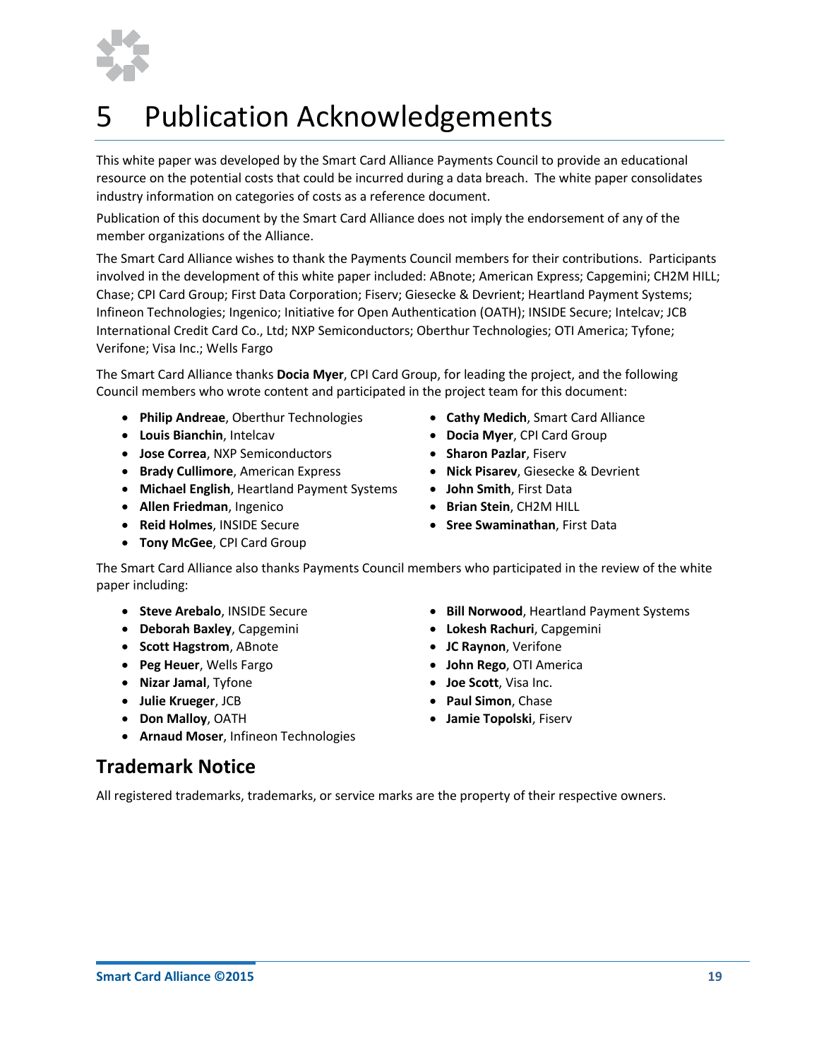# 5 Publication Acknowledgements

This white paper was developed by the Smart Card Alliance Payments Council to provide an educational resource on the potential costs that could be incurred during a data breach. The white paper consolidates industry information on categories of costs as a reference document.

Publication of this document by the Smart Card Alliance does not imply the endorsement of any of the member organizations of the Alliance.

The Smart Card Alliance wishes to thank the Payments Council members for their contributions. Participants involved in the development of this white paper included: ABnote; American Express; Capgemini; CH2M HILL; Chase; CPI Card Group; First Data Corporation; Fiserv; Giesecke & Devrient; Heartland Payment Systems; Infineon Technologies; Ingenico; Initiative for Open Authentication (OATH); INSIDE Secure; Intelcav; JCB International Credit Card Co., Ltd; NXP Semiconductors; Oberthur Technologies; OTI America; Tyfone; Verifone; Visa Inc.; Wells Fargo

The Smart Card Alliance thanks **Docia Myer**, CPI Card Group, for leading the project, and the following Council members who wrote content and participated in the project team for this document:

- **Philip Andreae**, Oberthur Technologies
- **Louis Bianchin**, Intelcav
- **Jose Correa**, NXP Semiconductors
- **Brady Cullimore**, American Express
- **Michael English**, Heartland Payment Systems
- **Allen Friedman**, Ingenico
- **Reid Holmes**, INSIDE Secure
- **Tony McGee**, CPI Card Group
- **Cathy Medich**, Smart Card Alliance
- **Docia Myer**, CPI Card Group
- **Sharon Pazlar**, Fiserv
- **Nick Pisarev**, Giesecke & Devrient
- **John Smith**, First Data
- **Brian Stein**, CH2M HILL
- **Sree Swaminathan**, First Data

The Smart Card Alliance also thanks Payments Council members who participated in the review of the white paper including:

- **Steve Arebalo**, INSIDE Secure
- **Deborah Baxley**, Capgemini
- **Scott Hagstrom**, ABnote
- **Peg Heuer**, Wells Fargo
- **Nizar Jamal**, Tyfone
- **Julie Krueger**, JCB
- **Don Malloy**, OATH
- **Arnaud Moser**, Infineon Technologies
- **Bill Norwood**, Heartland Payment Systems
- **Lokesh Rachuri**, Capgemini
- **JC Raynon**, Verifone
- **John Rego**, OTI America
- **Joe Scott**, Visa Inc.
- **Paul Simon**, Chase
- **Jamie Topolski**, Fiserv

## Trademark Notice

All registered trademarks, trademarks, or service marks are the property of their respective owners.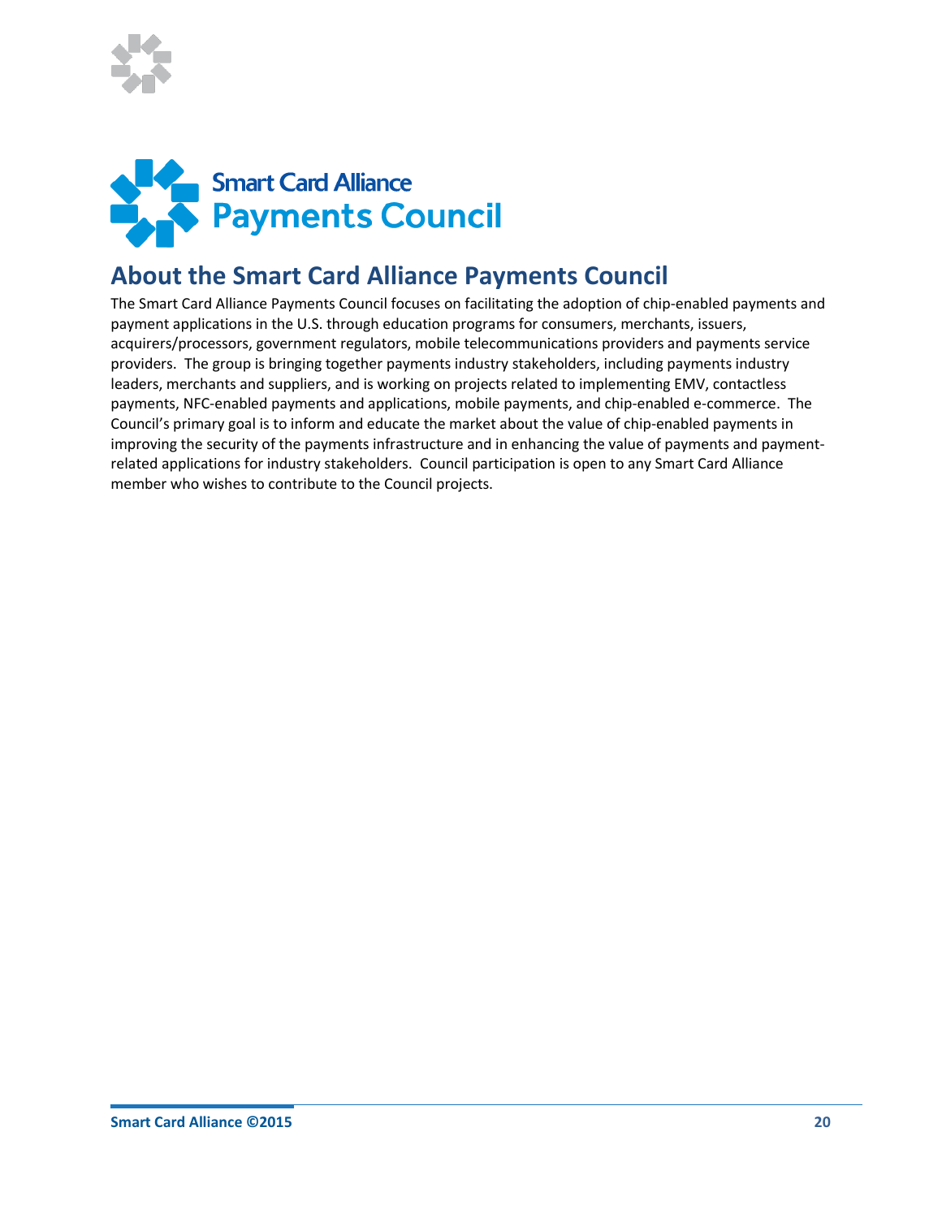## About the Smart Card Alliance Payments Council

The Smart Card Alliance Payments Council focuses on facilitating the adoption of chip-enabled payments and payment applications in the U.S. through education programs for consumers, merchants, issuers, acquirers/processors, government regulators, mobile telecommunications providers and payments service providers. The group is bringing together payments industry stakeholders, including payments industry leaders, merchants and suppliers, and is working on projects related to implementing EMV, contactless payments, NFC-enabled payments and applications, mobile payments, and chip-enabled e-commerce. The Council's primary goal is to inform and educate the market about the value of chip-enabled payments in improving the security of the payments infrastructure and in enhancing the value of payments and payment-related applications for industry stakeholders. Council participation is open to any Smart Card Alliance member who wishes to contribute to the Council projects.